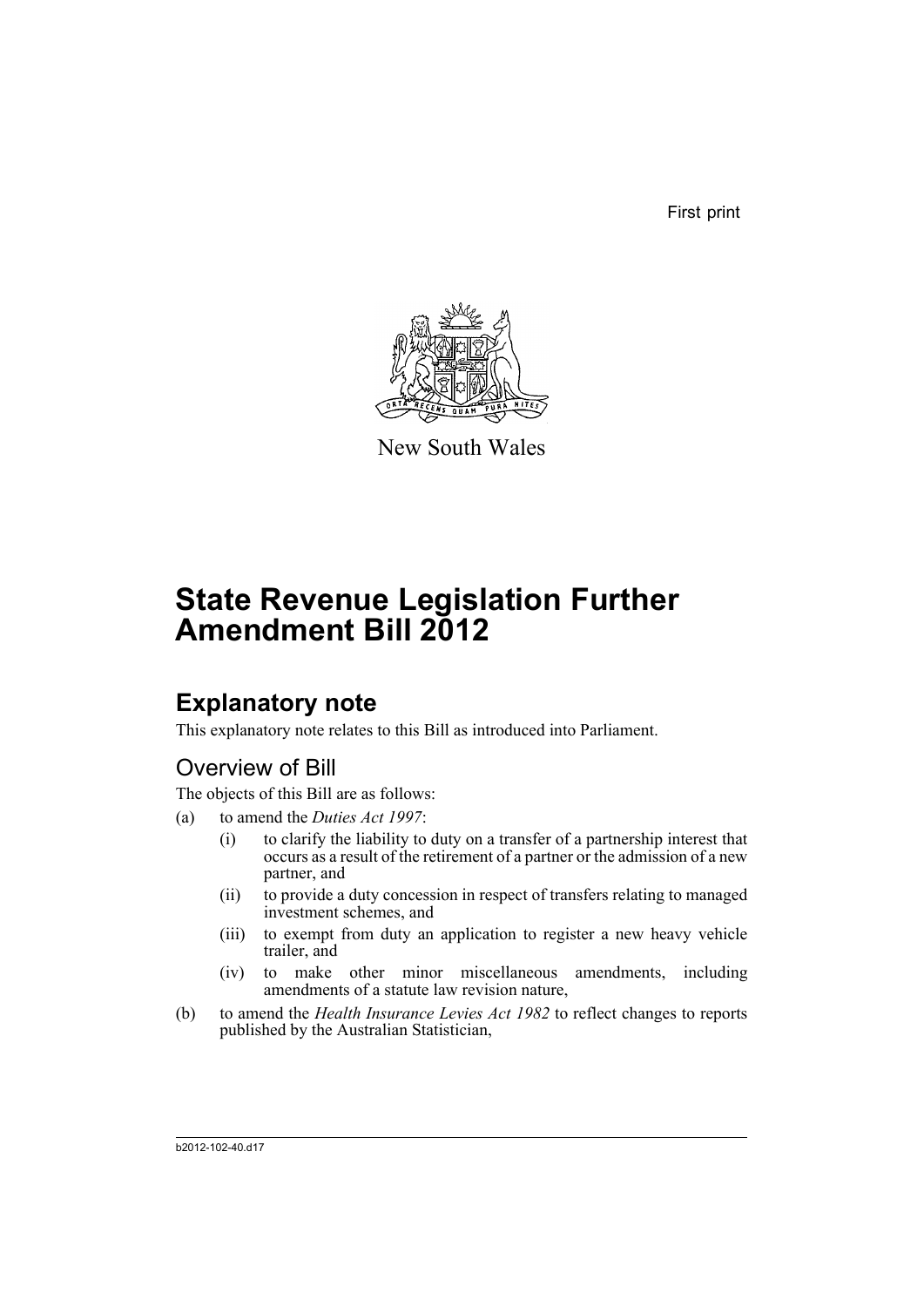First print

New South Wales

# State Revenue Legislation Further Amendment Bill 2012

## Explanatory note

This explanatory note relates to this Bill as introduced into Parliament.

### Overview of Bill

The objects of this Bill are as follows:

(a) to amend the *Duties Act 1997*:

  (i) to clarify the liability to duty on a transfer of a partnership interest that occurs as a result of the retirement of a partner or the admission of a new partner, and

  (ii) to provide a duty concession in respect of transfers relating to managed investment schemes, and

  (iii) to exempt from duty an application to register a new heavy vehicle trailer, and

  (iv) to make other minor miscellaneous amendments, including amendments of a statute law revision nature,

(b) to amend the *Health Insurance Levies Act 1982* to reflect changes to reports published by the Australian Statistician,

b2012-102-40.d17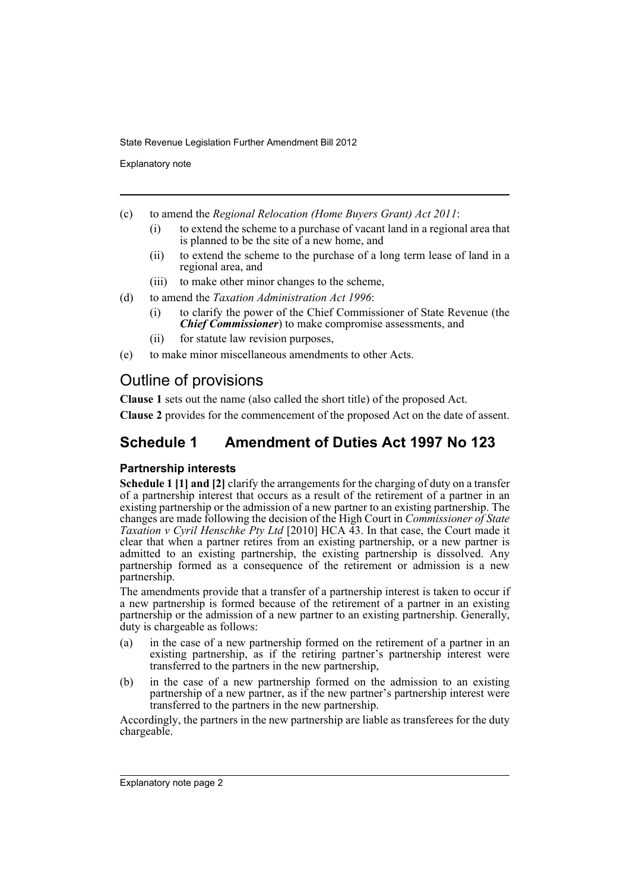(c) to amend the *Regional Relocation (Home Buyers Grant) Act 2011*:

   (i) to extend the scheme to a purchase of vacant land in a regional area that is planned to be the site of a new home, and

   (ii) to extend the scheme to the purchase of a long term lease of land in a regional area, and

   (iii) to make other minor changes to the scheme,

(d) to amend the *Taxation Administration Act 1996*:

   (i) to clarify the power of the Chief Commissioner of State Revenue (the ***Chief Commissioner***) to make compromise assessments, and

   (ii) for statute law revision purposes,

(e) to make minor miscellaneous amendments to other Acts.

## Outline of provisions

**Clause 1** sets out the name (also called the short title) of the proposed Act.

**Clause 2** provides for the commencement of the proposed Act on the date of assent.

## Schedule 1 Amendment of Duties Act 1997 No 123

### Partnership interests

**Schedule 1 [1] and [2]** clarify the arrangements for the charging of duty on a transfer of a partnership interest that occurs as a result of the retirement of a partner in an existing partnership or the admission of a new partner to an existing partnership. The changes are made following the decision of the High Court in *Commissioner of State Taxation v Cyril Henschke Pty Ltd* [2010] HCA 43. In that case, the Court made it clear that when a partner retires from an existing partnership, or a new partner is admitted to an existing partnership, the existing partnership is dissolved. Any partnership formed as a consequence of the retirement or admission is a new partnership.

The amendments provide that a transfer of a partnership interest is taken to occur if a new partnership is formed because of the retirement of a partner in an existing partnership or the admission of a new partner to an existing partnership. Generally, duty is chargeable as follows:

(a) in the case of a new partnership formed on the retirement of a partner in an existing partnership, as if the retiring partner's partnership interest were transferred to the partners in the new partnership,

(b) in the case of a new partnership formed on the admission to an existing partnership of a new partner, as if the new partner's partnership interest were transferred to the partners in the new partnership.

Accordingly, the partners in the new partnership are liable as transferees for the duty chargeable.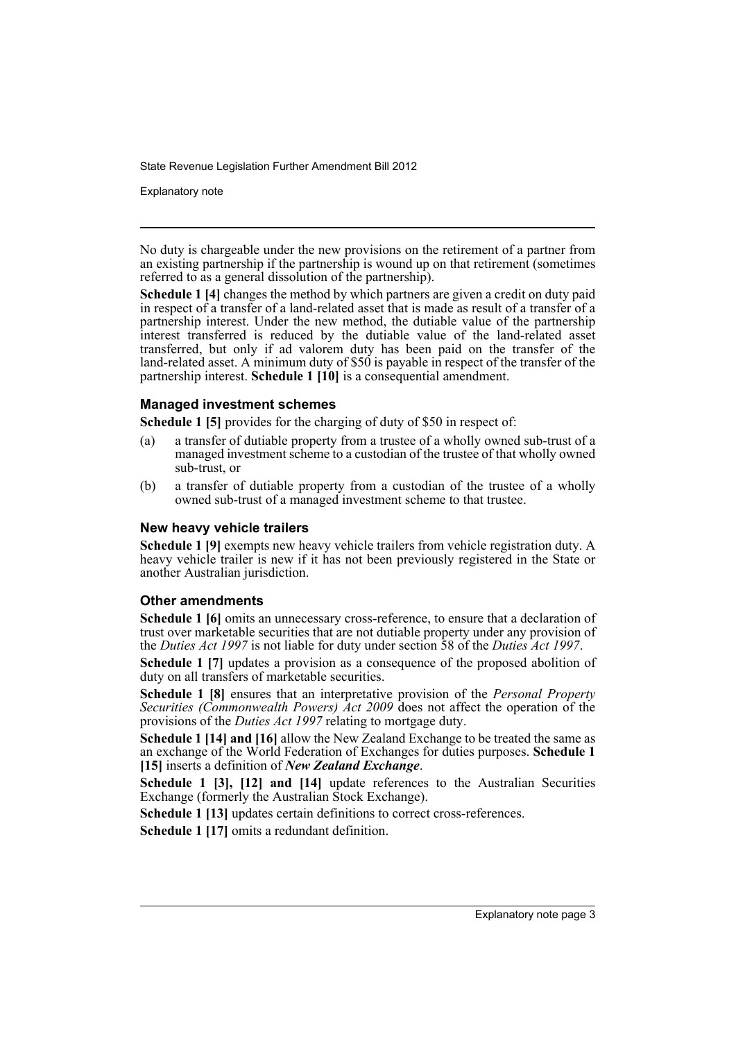No duty is chargeable under the new provisions on the retirement of a partner from an existing partnership if the partnership is wound up on that retirement (sometimes referred to as a general dissolution of the partnership).

**Schedule 1 [4]** changes the method by which partners are given a credit on duty paid in respect of a transfer of a land-related asset that is made as result of a transfer of a partnership interest. Under the new method, the dutiable value of the partnership interest transferred is reduced by the dutiable value of the land-related asset transferred, but only if ad valorem duty has been paid on the transfer of the land-related asset. A minimum duty of $50 is payable in respect of the transfer of the partnership interest. **Schedule 1 [10]** is a consequential amendment.

### Managed investment schemes

**Schedule 1 [5]** provides for the charging of duty of $50 in respect of:

(a) a transfer of dutiable property from a trustee of a wholly owned sub-trust of a managed investment scheme to a custodian of the trustee of that wholly owned sub-trust, or

(b) a transfer of dutiable property from a custodian of the trustee of a wholly owned sub-trust of a managed investment scheme to that trustee.

### New heavy vehicle trailers

**Schedule 1 [9]** exempts new heavy vehicle trailers from vehicle registration duty. A heavy vehicle trailer is new if it has not been previously registered in the State or another Australian jurisdiction.

### Other amendments

**Schedule 1 [6]** omits an unnecessary cross-reference, to ensure that a declaration of trust over marketable securities that are not dutiable property under any provision of the *Duties Act 1997* is not liable for duty under section 58 of the *Duties Act 1997*.

**Schedule 1 [7]** updates a provision as a consequence of the proposed abolition of duty on all transfers of marketable securities.

**Schedule 1 [8]** ensures that an interpretative provision of the *Personal Property Securities (Commonwealth Powers) Act 2009* does not affect the operation of the provisions of the *Duties Act 1997* relating to mortgage duty.

**Schedule 1 [14] and [16]** allow the New Zealand Exchange to be treated the same as an exchange of the World Federation of Exchanges for duties purposes. **Schedule 1 [15]** inserts a definition of ***New Zealand Exchange***.

**Schedule 1 [3], [12] and [14]** update references to the Australian Securities Exchange (formerly the Australian Stock Exchange).

**Schedule 1 [13]** updates certain definitions to correct cross-references.

**Schedule 1 [17]** omits a redundant definition.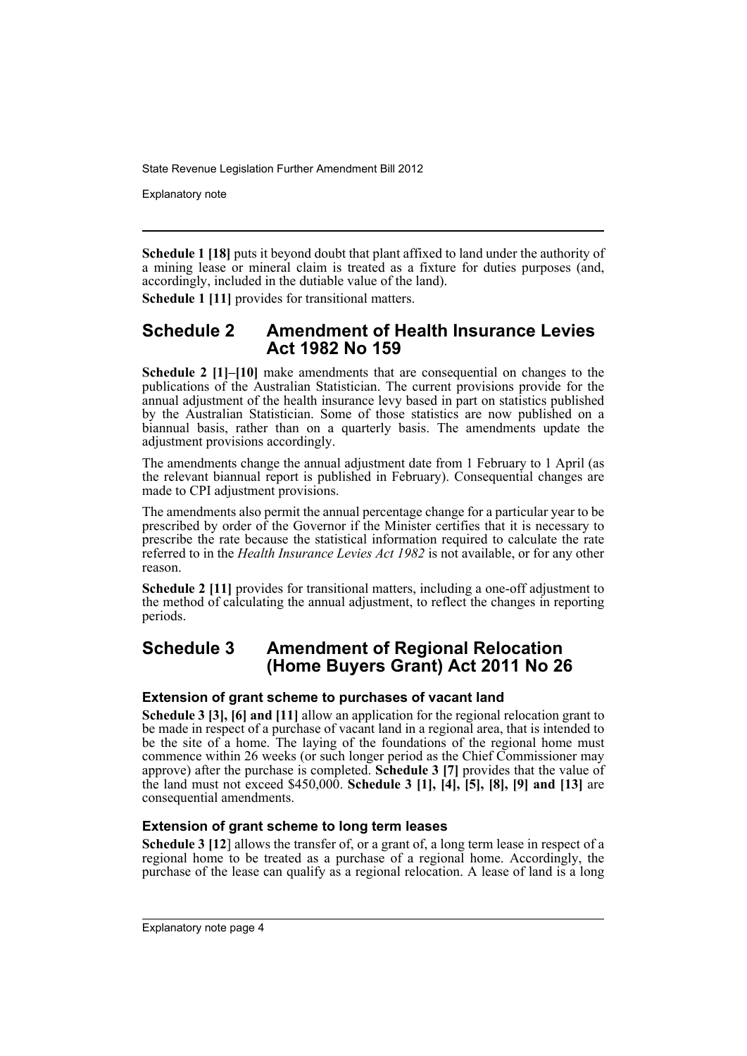**Schedule 1 [18]** puts it beyond doubt that plant affixed to land under the authority of a mining lease or mineral claim is treated as a fixture for duties purposes (and, accordingly, included in the dutiable value of the land).

**Schedule 1 [11]** provides for transitional matters.

## Schedule 2 Amendment of Health Insurance Levies Act 1982 No 159

**Schedule 2 [1]–[10]** make amendments that are consequential on changes to the publications of the Australian Statistician. The current provisions provide for the annual adjustment of the health insurance levy based in part on statistics published by the Australian Statistician. Some of those statistics are now published on a biannual basis, rather than on a quarterly basis. The amendments update the adjustment provisions accordingly.

The amendments change the annual adjustment date from 1 February to 1 April (as the relevant biannual report is published in February). Consequential changes are made to CPI adjustment provisions.

The amendments also permit the annual percentage change for a particular year to be prescribed by order of the Governor if the Minister certifies that it is necessary to prescribe the rate because the statistical information required to calculate the rate referred to in the *Health Insurance Levies Act 1982* is not available, or for any other reason.

**Schedule 2 [11]** provides for transitional matters, including a one-off adjustment to the method of calculating the annual adjustment, to reflect the changes in reporting periods.

## Schedule 3 Amendment of Regional Relocation (Home Buyers Grant) Act 2011 No 26

### Extension of grant scheme to purchases of vacant land

**Schedule 3 [3], [6] and [11]** allow an application for the regional relocation grant to be made in respect of a purchase of vacant land in a regional area, that is intended to be the site of a home. The laying of the foundations of the regional home must commence within 26 weeks (or such longer period as the Chief Commissioner may approve) after the purchase is completed. **Schedule 3 [7]** provides that the value of the land must not exceed $450,000. **Schedule 3 [1], [4], [5], [8], [9] and [13]** are consequential amendments.

### Extension of grant scheme to long term leases

**Schedule 3 [12**] allows the transfer of, or a grant of, a long term lease in respect of a regional home to be treated as a purchase of a regional home. Accordingly, the purchase of the lease can qualify as a regional relocation. A lease of land is a long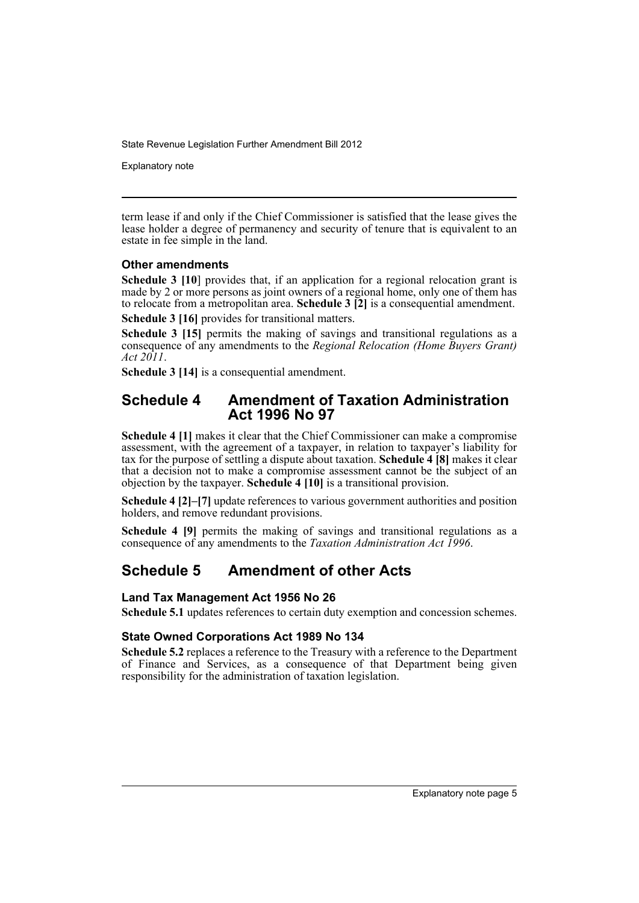term lease if and only if the Chief Commissioner is satisfied that the lease gives the lease holder a degree of permanency and security of tenure that is equivalent to an estate in fee simple in the land.

### Other amendments

**Schedule 3 [10**] provides that, if an application for a regional relocation grant is made by 2 or more persons as joint owners of a regional home, only one of them has to relocate from a metropolitan area. **Schedule 3 [2]** is a consequential amendment.

**Schedule 3 [16]** provides for transitional matters.

**Schedule 3 [15]** permits the making of savings and transitional regulations as a consequence of any amendments to the *Regional Relocation (Home Buyers Grant) Act 2011*.

**Schedule 3 [14]** is a consequential amendment.

## Schedule 4 Amendment of Taxation Administration Act 1996 No 97

**Schedule 4 [1]** makes it clear that the Chief Commissioner can make a compromise assessment, with the agreement of a taxpayer, in relation to taxpayer's liability for tax for the purpose of settling a dispute about taxation. **Schedule 4 [8]** makes it clear that a decision not to make a compromise assessment cannot be the subject of an objection by the taxpayer. **Schedule 4 [10]** is a transitional provision.

**Schedule 4 [2]–[7]** update references to various government authorities and position holders, and remove redundant provisions.

**Schedule 4 [9]** permits the making of savings and transitional regulations as a consequence of any amendments to the *Taxation Administration Act 1996*.

## Schedule 5 Amendment of other Acts

### Land Tax Management Act 1956 No 26

**Schedule 5.1** updates references to certain duty exemption and concession schemes.

### State Owned Corporations Act 1989 No 134

**Schedule 5.2** replaces a reference to the Treasury with a reference to the Department of Finance and Services, as a consequence of that Department being given responsibility for the administration of taxation legislation.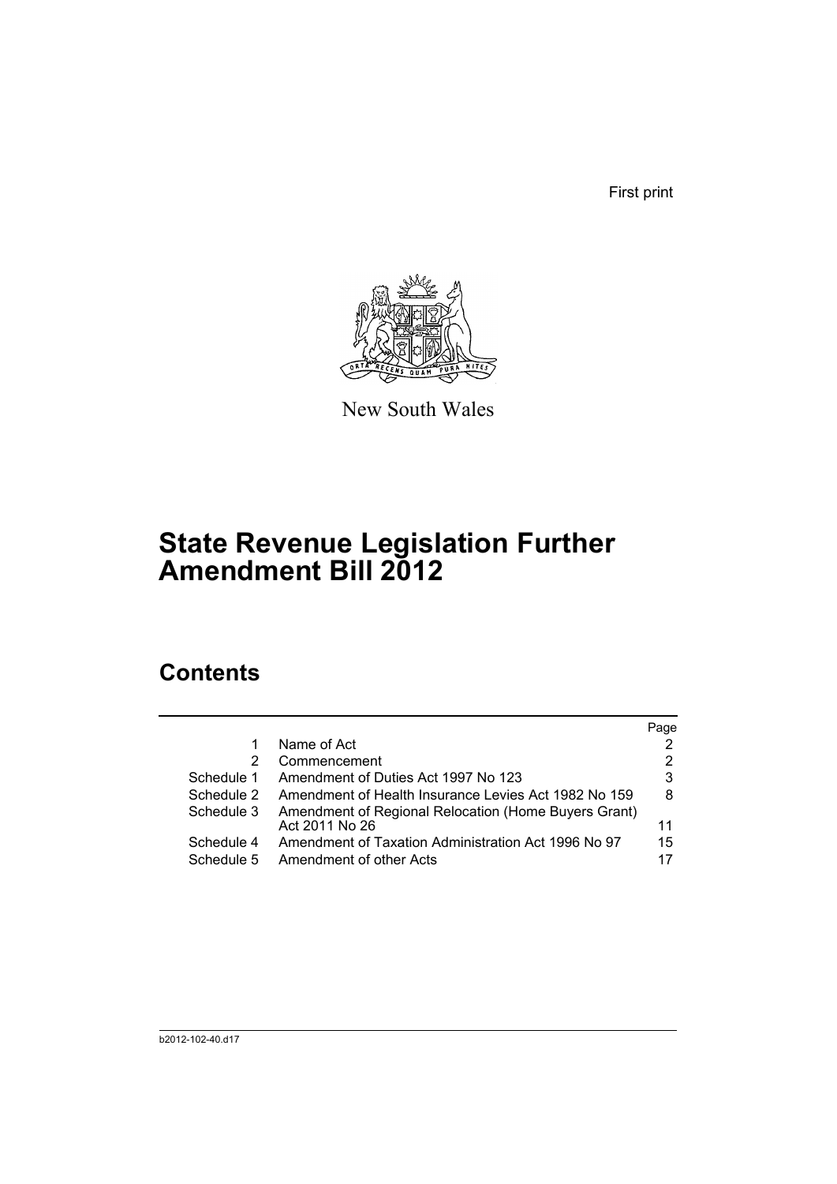First print

New South Wales

# State Revenue Legislation Further Amendment Bill 2012

## Contents

| | | Page |
|---|---|---|
| 1 | Name of Act | 2 |
| 2 | Commencement | 2 |
| Schedule 1 | Amendment of Duties Act 1997 No 123 | 3 |
| Schedule 2 | Amendment of Health Insurance Levies Act 1982 No 159 | 8 |
| Schedule 3 | Amendment of Regional Relocation (Home Buyers Grant) Act 2011 No 26 | 11 |
| Schedule 4 | Amendment of Taxation Administration Act 1996 No 97 | 15 |
| Schedule 5 | Amendment of other Acts | 17 |

b2012-102-40.d17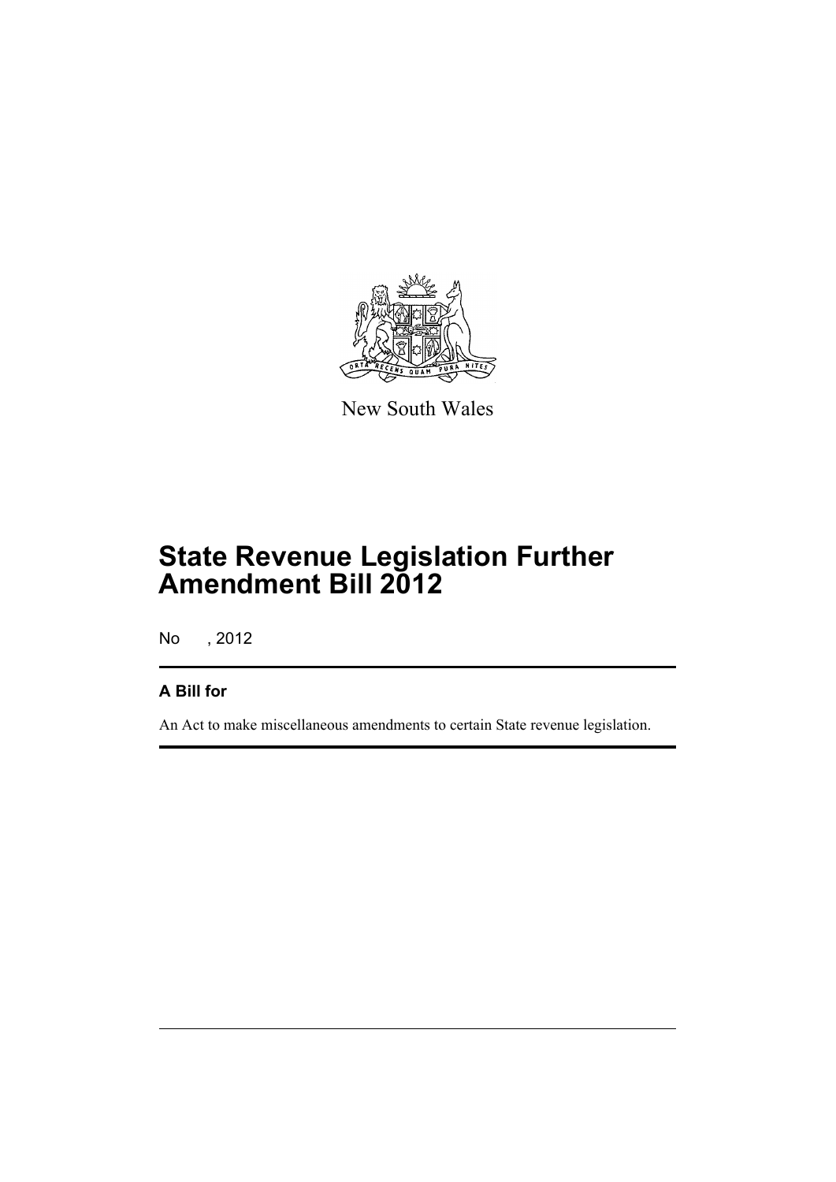New South Wales

# State Revenue Legislation Further Amendment Bill 2012

No , 2012

## A Bill for

An Act to make miscellaneous amendments to certain State revenue legislation.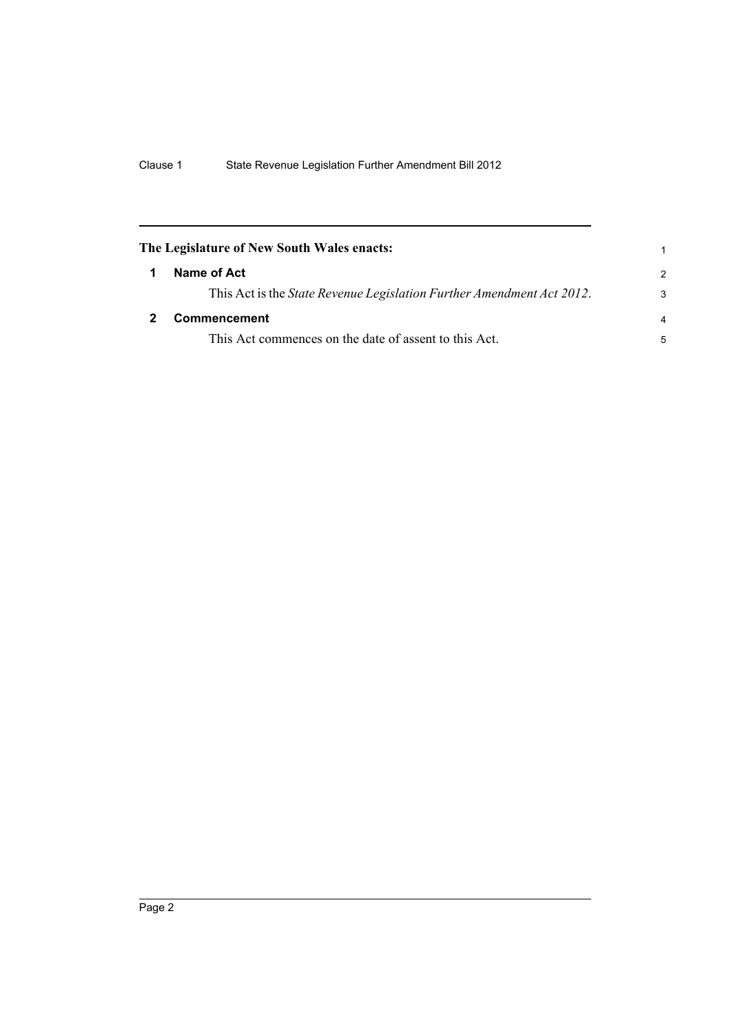**The Legislature of New South Wales enacts:**

## 1 Name of Act

This Act is the *State Revenue Legislation Further Amendment Act 2012*.

## 2 Commencement

This Act commences on the date of assent to this Act.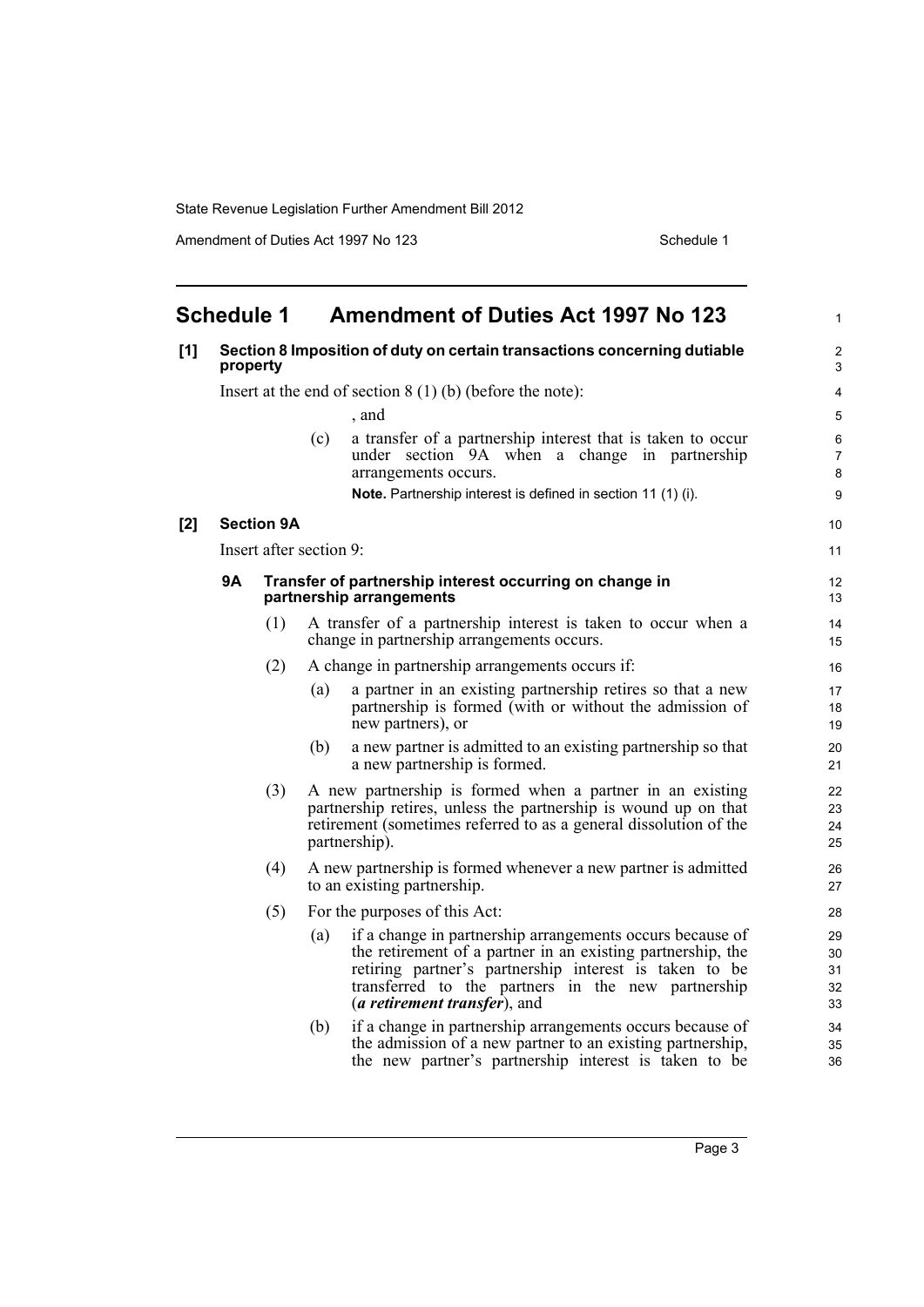# Schedule 1 Amendment of Duties Act 1997 No 123

**[1] Section 8 Imposition of duty on certain transactions concerning dutiable property**

Insert at the end of section 8 (1) (b) (before the note):

, and

(c) a transfer of a partnership interest that is taken to occur under section 9A when a change in partnership arrangements occurs.

**Note.** Partnership interest is defined in section 11 (1) (i).

**[2] Section 9A**

Insert after section 9:

**9A Transfer of partnership interest occurring on change in partnership arrangements**

(1) A transfer of a partnership interest is taken to occur when a change in partnership arrangements occurs.

(2) A change in partnership arrangements occurs if:

(a) a partner in an existing partnership retires so that a new partnership is formed (with or without the admission of new partners), or

(b) a new partner is admitted to an existing partnership so that a new partnership is formed.

(3) A new partnership is formed when a partner in an existing partnership retires, unless the partnership is wound up on that retirement (sometimes referred to as a general dissolution of the partnership).

(4) A new partnership is formed whenever a new partner is admitted to an existing partnership.

(5) For the purposes of this Act:

(a) if a change in partnership arrangements occurs because of the retirement of a partner in an existing partnership, the retiring partner's partnership interest is taken to be transferred to the partners in the new partnership (***a retirement transfer***), and

(b) if a change in partnership arrangements occurs because of the admission of a new partner to an existing partnership, the new partner's partnership interest is taken to be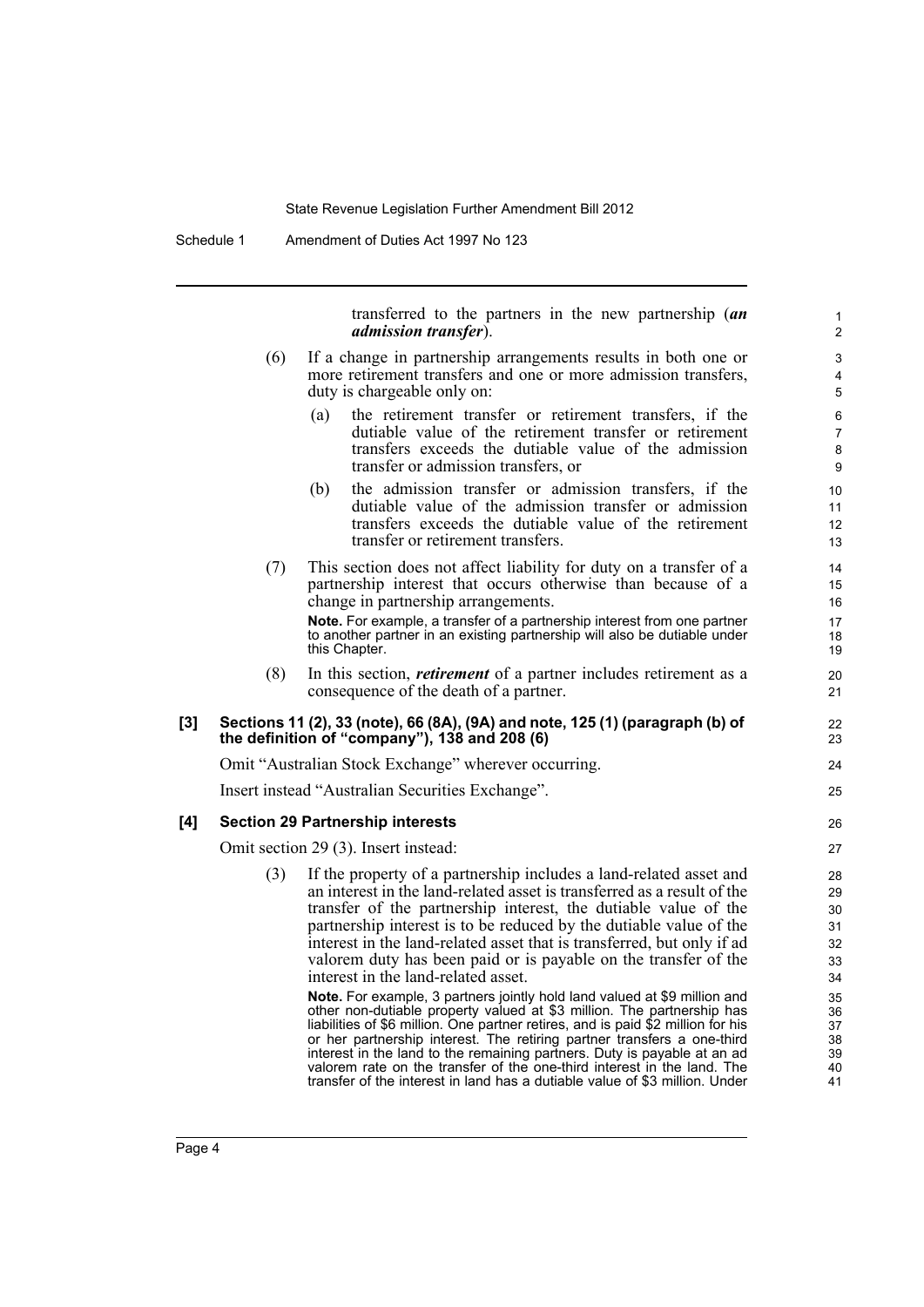transferred to the partners in the new partnership (***an admission transfer***).

(6) If a change in partnership arrangements results in both one or more retirement transfers and one or more admission transfers, duty is chargeable only on:

   (a) the retirement transfer or retirement transfers, if the dutiable value of the retirement transfer or retirement transfers exceeds the dutiable value of the admission transfer or admission transfers, or

   (b) the admission transfer or admission transfers, if the dutiable value of the admission transfer or admission transfers exceeds the dutiable value of the retirement transfer or retirement transfers.

(7) This section does not affect liability for duty on a transfer of a partnership interest that occurs otherwise than because of a change in partnership arrangements.

**Note.** For example, a transfer of a partnership interest from one partner to another partner in an existing partnership will also be dutiable under this Chapter.

(8) In this section, ***retirement*** of a partner includes retirement as a consequence of the death of a partner.

**[3] Sections 11 (2), 33 (note), 66 (8A), (9A) and note, 125 (1) (paragraph (b) of the definition of "company"), 138 and 208 (6)**

Omit "Australian Stock Exchange" wherever occurring.

Insert instead "Australian Securities Exchange".

**[4] Section 29 Partnership interests**

Omit section 29 (3). Insert instead:

(3) If the property of a partnership includes a land-related asset and an interest in the land-related asset is transferred as a result of the transfer of the partnership interest, the dutiable value of the partnership interest is to be reduced by the dutiable value of the interest in the land-related asset that is transferred, but only if ad valorem duty has been paid or is payable on the transfer of the interest in the land-related asset.

**Note.** For example, 3 partners jointly hold land valued at $9 million and other non-dutiable property valued at $3 million. The partnership has liabilities of $6 million. One partner retires, and is paid $2 million for his or her partnership interest. The retiring partner transfers a one-third interest in the land to the remaining partners. Duty is payable at an ad valorem rate on the transfer of the one-third interest in the land. The transfer of the interest in land has a dutiable value of $3 million. Under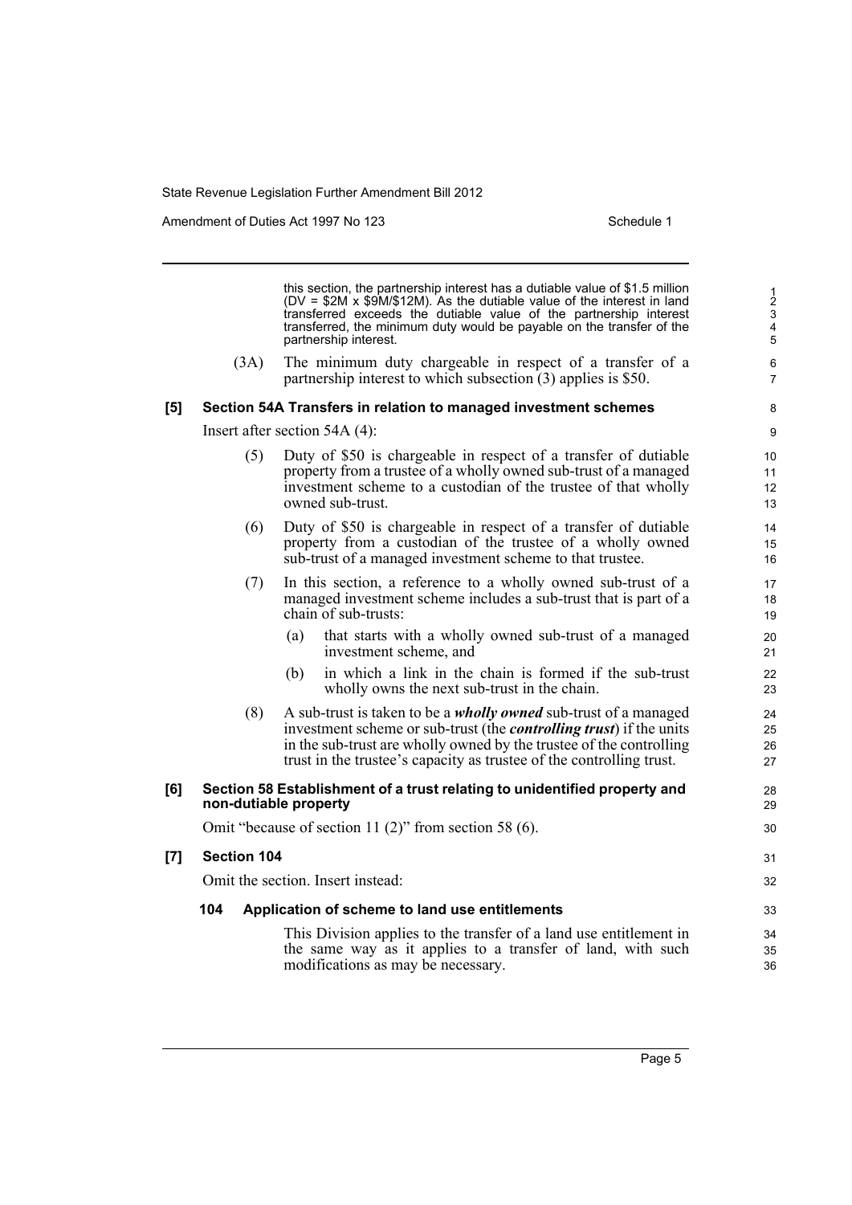this section, the partnership interest has a dutiable value of $1.5 million (DV = $2M x $9M/$12M). As the dutiable value of the interest in land transferred exceeds the dutiable value of the partnership interest transferred, the minimum duty would be payable on the transfer of the partnership interest.

(3A) The minimum duty chargeable in respect of a transfer of a partnership interest to which subsection (3) applies is $50.

**[5] Section 54A Transfers in relation to managed investment schemes**

Insert after section 54A (4):

(5) Duty of $50 is chargeable in respect of a transfer of dutiable property from a trustee of a wholly owned sub-trust of a managed investment scheme to a custodian of the trustee of that wholly owned sub-trust.

(6) Duty of $50 is chargeable in respect of a transfer of dutiable property from a custodian of the trustee of a wholly owned sub-trust of a managed investment scheme to that trustee.

(7) In this section, a reference to a wholly owned sub-trust of a managed investment scheme includes a sub-trust that is part of a chain of sub-trusts:

(a) that starts with a wholly owned sub-trust of a managed investment scheme, and

(b) in which a link in the chain is formed if the sub-trust wholly owns the next sub-trust in the chain.

(8) A sub-trust is taken to be a ***wholly owned*** sub-trust of a managed investment scheme or sub-trust (the ***controlling trust***) if the units in the sub-trust are wholly owned by the trustee of the controlling trust in the trustee's capacity as trustee of the controlling trust.

**[6] Section 58 Establishment of a trust relating to unidentified property and non-dutiable property**

Omit "because of section 11 (2)" from section 58 (6).

**[7] Section 104**

Omit the section. Insert instead:

**104 Application of scheme to land use entitlements**

This Division applies to the transfer of a land use entitlement in the same way as it applies to a transfer of land, with such modifications as may be necessary.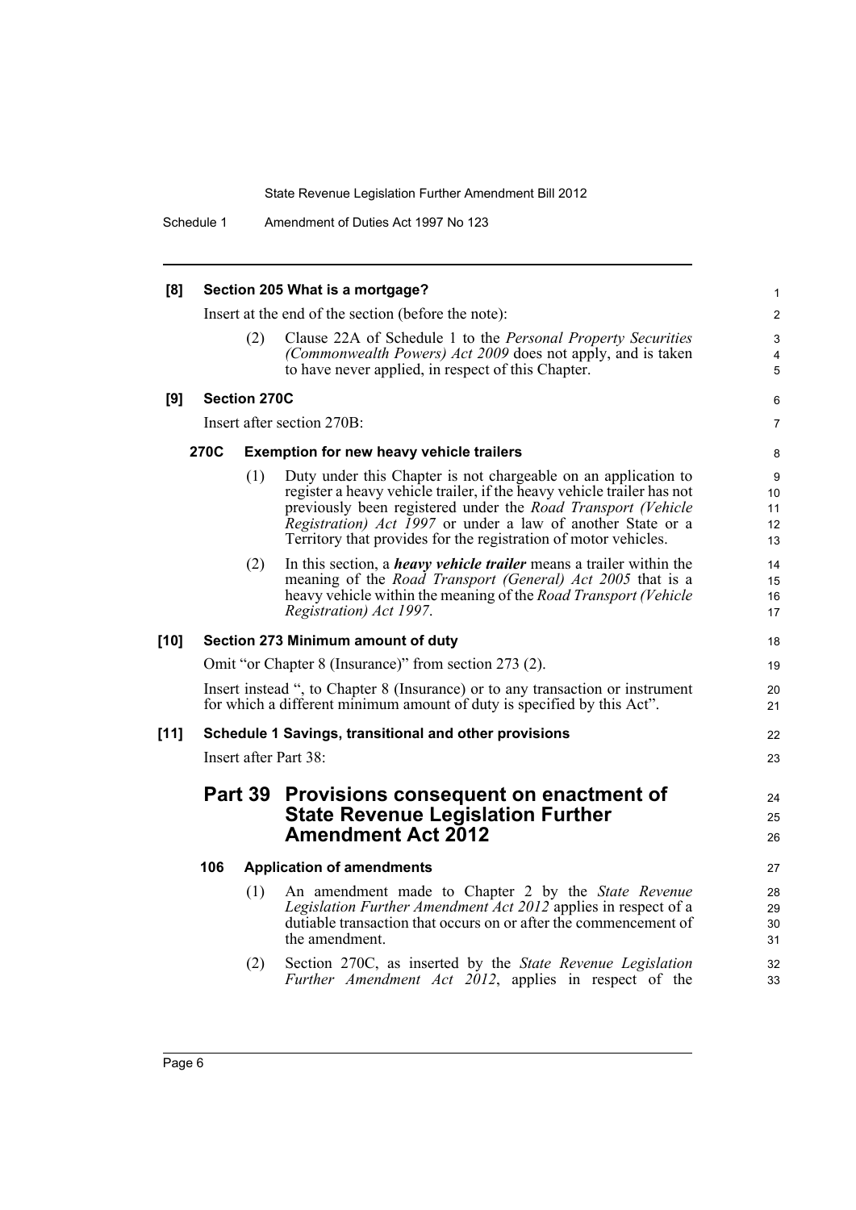**[8] Section 205 What is a mortgage?**

Insert at the end of the section (before the note):

(2) Clause 22A of Schedule 1 to the *Personal Property Securities (Commonwealth Powers) Act 2009* does not apply, and is taken to have never applied, in respect of this Chapter.

**[9] Section 270C**

Insert after section 270B:

**270C Exemption for new heavy vehicle trailers**

(1) Duty under this Chapter is not chargeable on an application to register a heavy vehicle trailer, if the heavy vehicle trailer has not previously been registered under the *Road Transport (Vehicle Registration) Act 1997* or under a law of another State or a Territory that provides for the registration of motor vehicles.

(2) In this section, a ***heavy vehicle trailer*** means a trailer within the meaning of the *Road Transport (General) Act 2005* that is a heavy vehicle within the meaning of the *Road Transport (Vehicle Registration) Act 1997*.

**[10] Section 273 Minimum amount of duty**

Omit "or Chapter 8 (Insurance)" from section 273 (2).

Insert instead ", to Chapter 8 (Insurance) or to any transaction or instrument for which a different minimum amount of duty is specified by this Act".

**[11] Schedule 1 Savings, transitional and other provisions**

Insert after Part 38:

## Part 39 Provisions consequent on enactment of State Revenue Legislation Further Amendment Act 2012

**106 Application of amendments**

(1) An amendment made to Chapter 2 by the *State Revenue Legislation Further Amendment Act 2012* applies in respect of a dutiable transaction that occurs on or after the commencement of the amendment.

(2) Section 270C, as inserted by the *State Revenue Legislation Further Amendment Act 2012*, applies in respect of the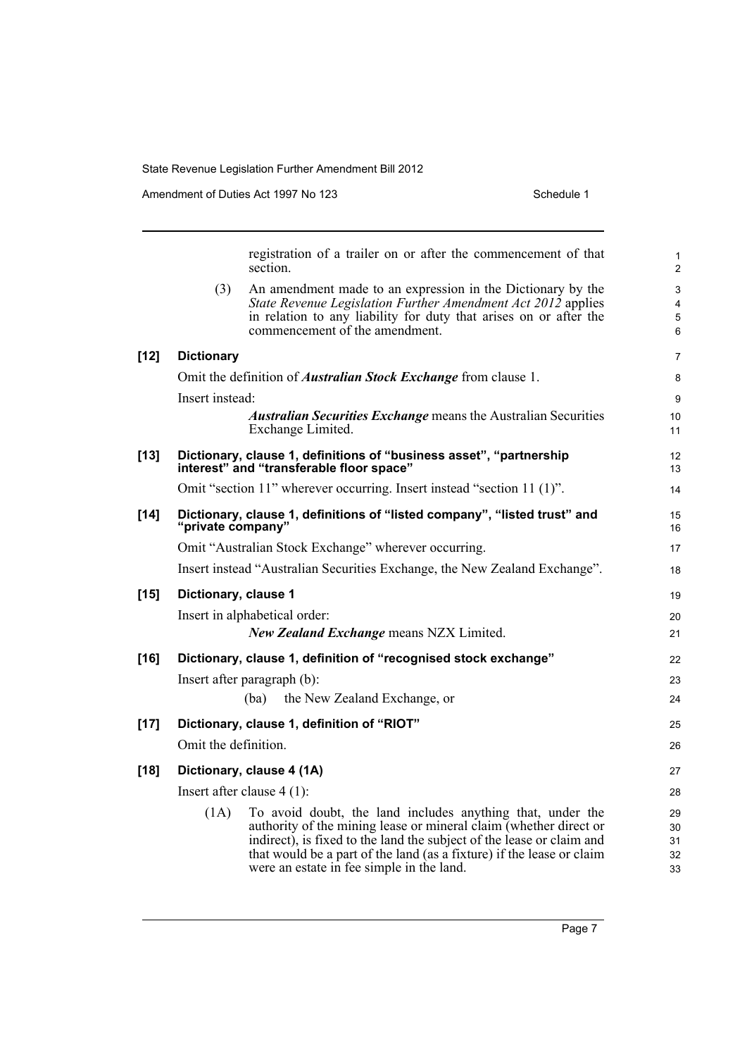registration of a trailer on or after the commencement of that section.

(3) An amendment made to an expression in the Dictionary by the *State Revenue Legislation Further Amendment Act 2012* applies in relation to any liability for duty that arises on or after the commencement of the amendment.

**[12] Dictionary**

Omit the definition of ***Australian Stock Exchange*** from clause 1.

Insert instead:

***Australian Securities Exchange*** means the Australian Securities Exchange Limited.

**[13] Dictionary, clause 1, definitions of "business asset", "partnership interest" and "transferable floor space"**

Omit "section 11" wherever occurring. Insert instead "section 11 (1)".

**[14] Dictionary, clause 1, definitions of "listed company", "listed trust" and "private company"**

Omit "Australian Stock Exchange" wherever occurring.

Insert instead "Australian Securities Exchange, the New Zealand Exchange".

**[15] Dictionary, clause 1**

Insert in alphabetical order:

***New Zealand Exchange*** means NZX Limited.

**[16] Dictionary, clause 1, definition of "recognised stock exchange"**

Insert after paragraph (b):

(ba) the New Zealand Exchange, or

**[17] Dictionary, clause 1, definition of "RIOT"**

Omit the definition.

**[18] Dictionary, clause 4 (1A)**

Insert after clause 4 (1):

(1A) To avoid doubt, the land includes anything that, under the authority of the mining lease or mineral claim (whether direct or indirect), is fixed to the land the subject of the lease or claim and that would be a part of the land (as a fixture) if the lease or claim were an estate in fee simple in the land.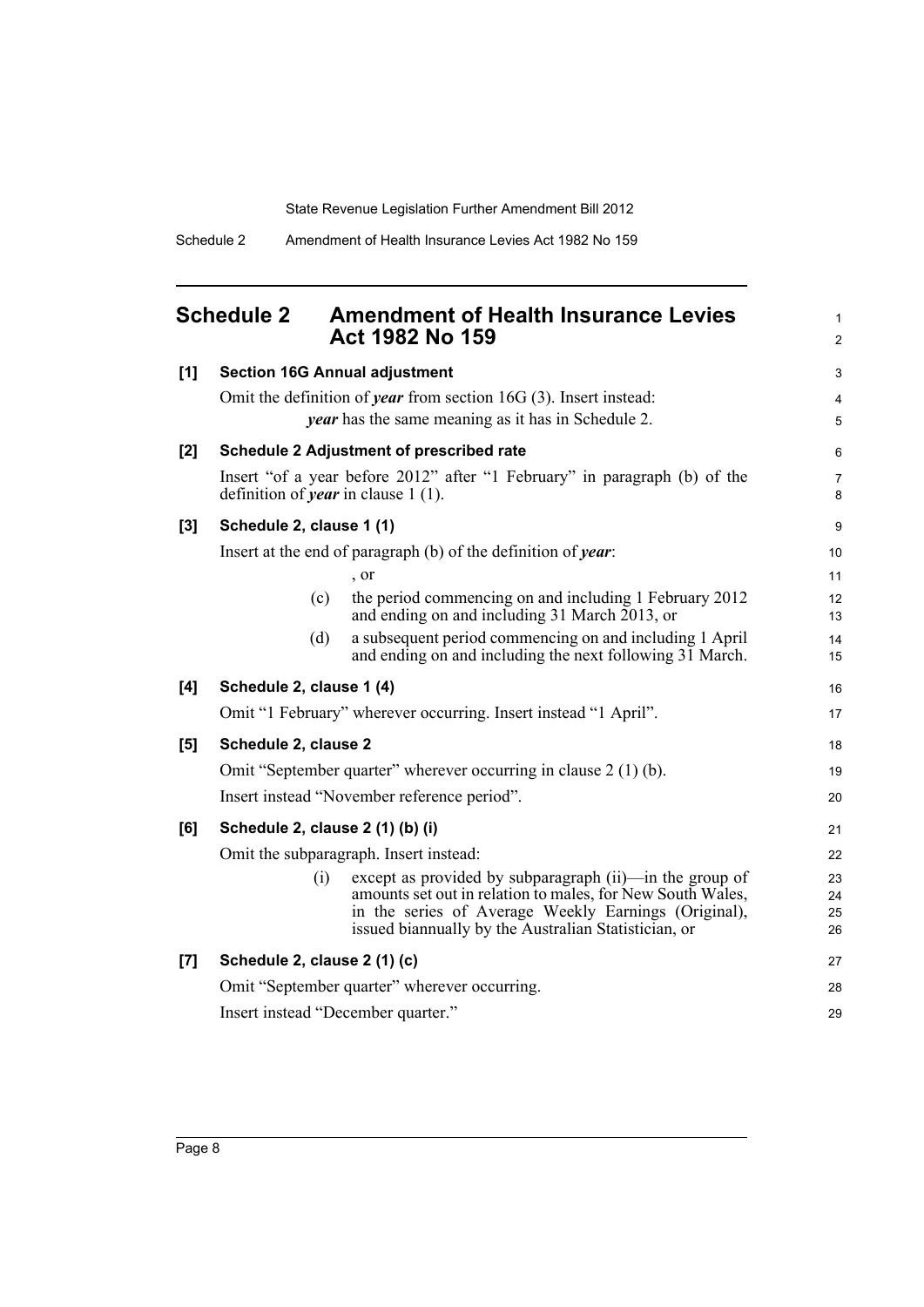# Schedule 2 Amendment of Health Insurance Levies Act 1982 No 159

**[1] Section 16G Annual adjustment**

Omit the definition of ***year*** from section 16G (3). Insert instead:

> ***year*** has the same meaning as it has in Schedule 2.

**[2] Schedule 2 Adjustment of prescribed rate**

Insert "of a year before 2012" after "1 February" in paragraph (b) of the definition of ***year*** in clause 1 (1).

**[3] Schedule 2, clause 1 (1)**

Insert at the end of paragraph (b) of the definition of ***year***:

> , or
>
> (c) the period commencing on and including 1 February 2012 and ending on and including 31 March 2013, or
>
> (d) a subsequent period commencing on and including 1 April and ending on and including the next following 31 March.

**[4] Schedule 2, clause 1 (4)**

Omit "1 February" wherever occurring. Insert instead "1 April".

**[5] Schedule 2, clause 2**

Omit "September quarter" wherever occurring in clause 2 (1) (b).

Insert instead "November reference period".

**[6] Schedule 2, clause 2 (1) (b) (i)**

Omit the subparagraph. Insert instead:

> (i) except as provided by subparagraph (ii)—in the group of amounts set out in relation to males, for New South Wales, in the series of Average Weekly Earnings (Original), issued biannually by the Australian Statistician, or

**[7] Schedule 2, clause 2 (1) (c)**

Omit "September quarter" wherever occurring.

Insert instead "December quarter."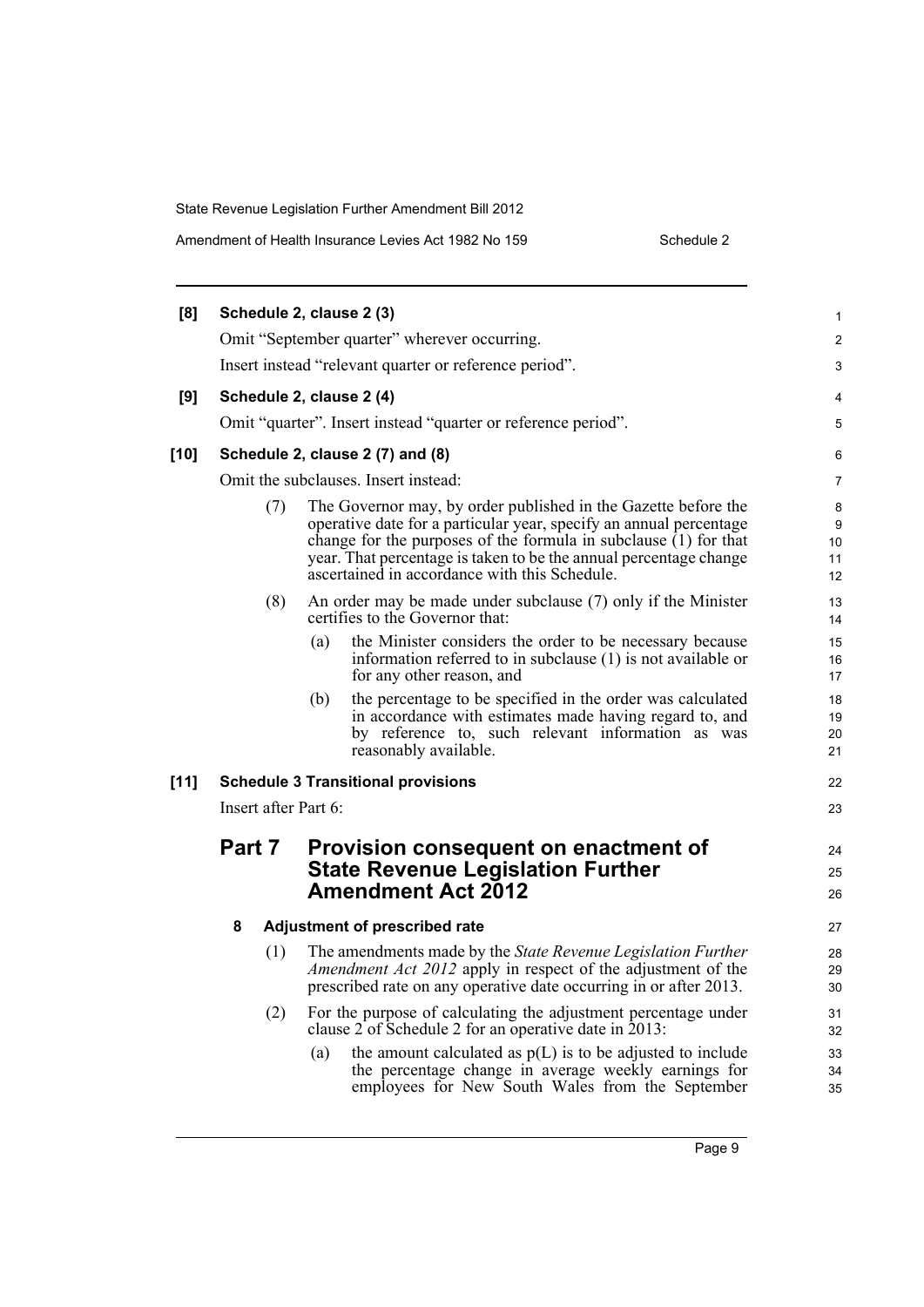**[8] Schedule 2, clause 2 (3)**

Omit "September quarter" wherever occurring.

Insert instead "relevant quarter or reference period".

**[9] Schedule 2, clause 2 (4)**

Omit "quarter". Insert instead "quarter or reference period".

**[10] Schedule 2, clause 2 (7) and (8)**

Omit the subclauses. Insert instead:

(7) The Governor may, by order published in the Gazette before the operative date for a particular year, specify an annual percentage change for the purposes of the formula in subclause (1) for that year. That percentage is taken to be the annual percentage change ascertained in accordance with this Schedule.

(8) An order may be made under subclause (7) only if the Minister certifies to the Governor that:

(a) the Minister considers the order to be necessary because information referred to in subclause (1) is not available or for any other reason, and

(b) the percentage to be specified in the order was calculated in accordance with estimates made having regard to, and by reference to, such relevant information as was reasonably available.

**[11] Schedule 3 Transitional provisions**

Insert after Part 6:

## Part 7 Provision consequent on enactment of State Revenue Legislation Further Amendment Act 2012

### 8 Adjustment of prescribed rate

(1) The amendments made by the *State Revenue Legislation Further Amendment Act 2012* apply in respect of the adjustment of the prescribed rate on any operative date occurring in or after 2013.

(2) For the purpose of calculating the adjustment percentage under clause 2 of Schedule 2 for an operative date in 2013:

(a) the amount calculated as p(L) is to be adjusted to include the percentage change in average weekly earnings for employees for New South Wales from the September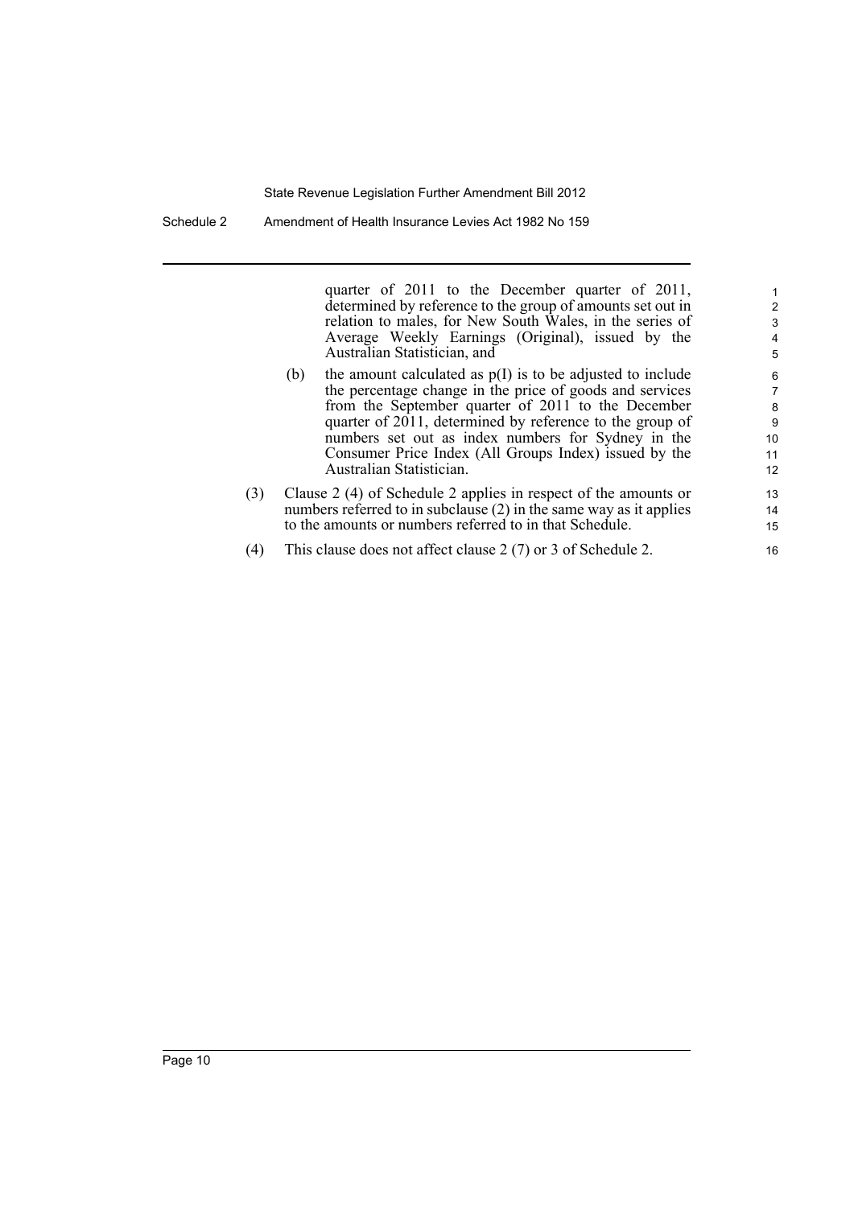quarter of 2011 to the December quarter of 2011, determined by reference to the group of amounts set out in relation to males, for New South Wales, in the series of Average Weekly Earnings (Original), issued by the Australian Statistician, and

(b) the amount calculated as p(I) is to be adjusted to include the percentage change in the price of goods and services from the September quarter of 2011 to the December quarter of 2011, determined by reference to the group of numbers set out as index numbers for Sydney in the Consumer Price Index (All Groups Index) issued by the Australian Statistician.

(3) Clause 2 (4) of Schedule 2 applies in respect of the amounts or numbers referred to in subclause (2) in the same way as it applies to the amounts or numbers referred to in that Schedule.

(4) This clause does not affect clause 2 (7) or 3 of Schedule 2.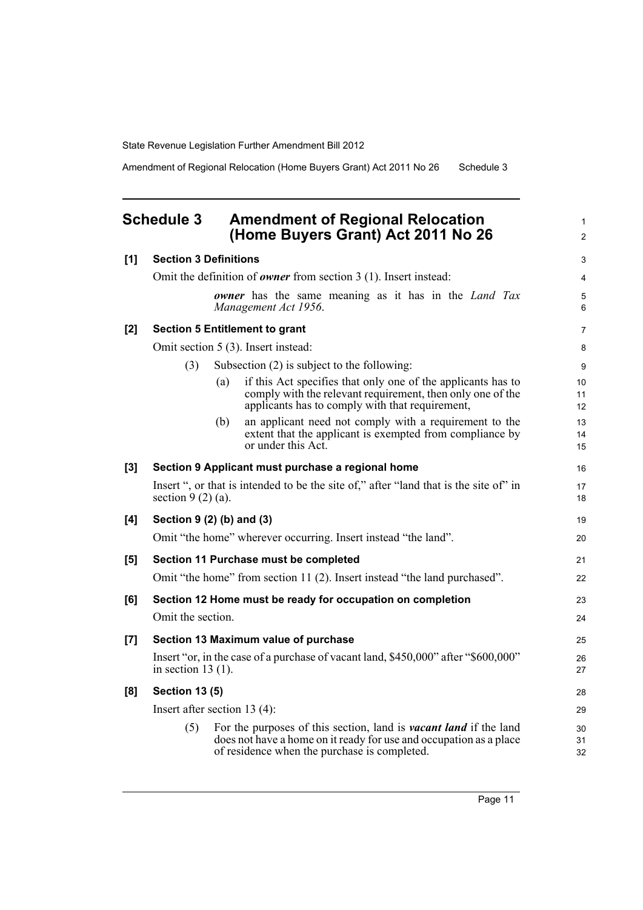## Schedule 3 Amendment of Regional Relocation (Home Buyers Grant) Act 2011 No 26

**[1] Section 3 Definitions**

Omit the definition of ***owner*** from section 3 (1). Insert instead:

> ***owner*** has the same meaning as it has in the *Land Tax Management Act 1956*.

**[2] Section 5 Entitlement to grant**

Omit section 5 (3). Insert instead:

> (3) Subsection (2) is subject to the following:
>
> (a) if this Act specifies that only one of the applicants has to comply with the relevant requirement, then only one of the applicants has to comply with that requirement,
>
> (b) an applicant need not comply with a requirement to the extent that the applicant is exempted from compliance by or under this Act.

**[3] Section 9 Applicant must purchase a regional home**

Insert ", or that is intended to be the site of," after "land that is the site of" in section 9 (2) (a).

**[4] Section 9 (2) (b) and (3)**

Omit "the home" wherever occurring. Insert instead "the land".

**[5] Section 11 Purchase must be completed**

Omit "the home" from section 11 (2). Insert instead "the land purchased".

**[6] Section 12 Home must be ready for occupation on completion**

Omit the section.

**[7] Section 13 Maximum value of purchase**

Insert "or, in the case of a purchase of vacant land, $450,000" after "$600,000" in section 13 (1).

**[8] Section 13 (5)**

Insert after section 13 (4):

> (5) For the purposes of this section, land is ***vacant land*** if the land does not have a home on it ready for use and occupation as a place of residence when the purchase is completed.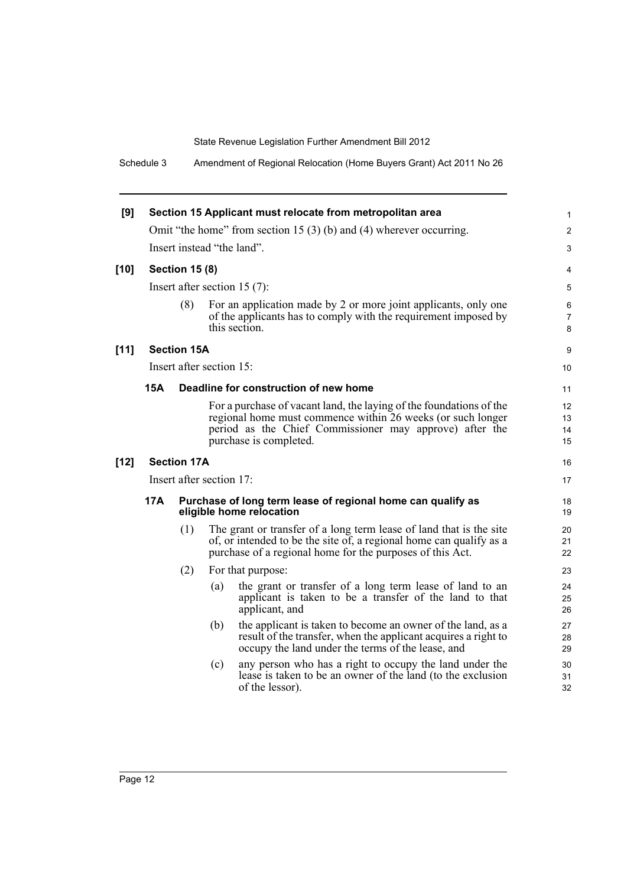**[9] Section 15 Applicant must relocate from metropolitan area**

Omit "the home" from section 15 (3) (b) and (4) wherever occurring.

Insert instead "the land".

**[10] Section 15 (8)**

Insert after section 15 (7):

(8) For an application made by 2 or more joint applicants, only one of the applicants has to comply with the requirement imposed by this section.

**[11] Section 15A**

Insert after section 15:

**15A Deadline for construction of new home**

For a purchase of vacant land, the laying of the foundations of the regional home must commence within 26 weeks (or such longer period as the Chief Commissioner may approve) after the purchase is completed.

**[12] Section 17A**

Insert after section 17:

**17A Purchase of long term lease of regional home can qualify as eligible home relocation**

(1) The grant or transfer of a long term lease of land that is the site of, or intended to be the site of, a regional home can qualify as a purchase of a regional home for the purposes of this Act.

(2) For that purpose:

(a) the grant or transfer of a long term lease of land to an applicant is taken to be a transfer of the land to that applicant, and

(b) the applicant is taken to become an owner of the land, as a result of the transfer, when the applicant acquires a right to occupy the land under the terms of the lease, and

(c) any person who has a right to occupy the land under the lease is taken to be an owner of the land (to the exclusion of the lessor).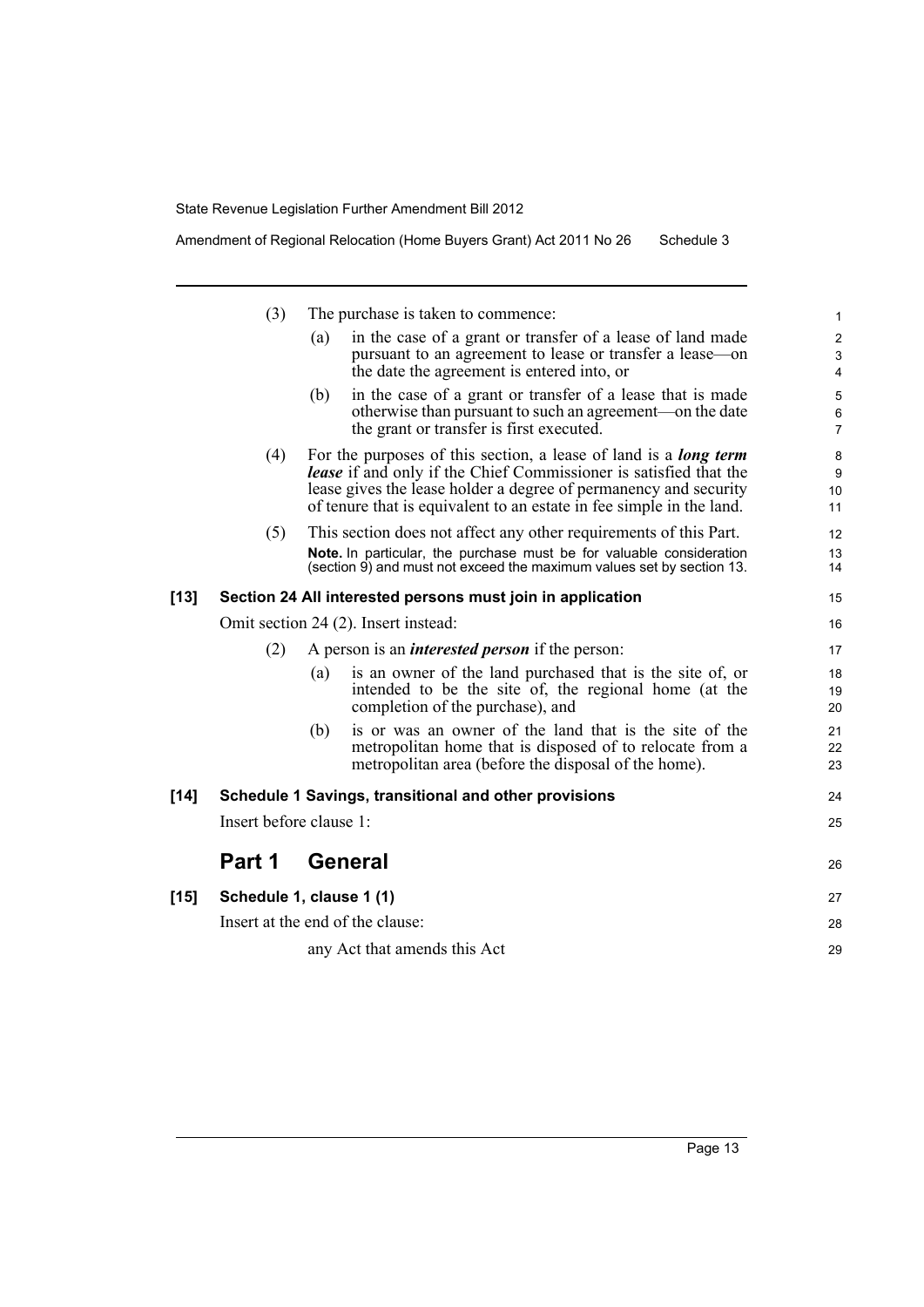(3) The purchase is taken to commence:

(a) in the case of a grant or transfer of a lease of land made pursuant to an agreement to lease or transfer a lease—on the date the agreement is entered into, or

(b) in the case of a grant or transfer of a lease that is made otherwise than pursuant to such an agreement—on the date the grant or transfer is first executed.

(4) For the purposes of this section, a lease of land is a ***long term lease*** if and only if the Chief Commissioner is satisfied that the lease gives the lease holder a degree of permanency and security of tenure that is equivalent to an estate in fee simple in the land.

(5) This section does not affect any other requirements of this Part.

**Note.** In particular, the purchase must be for valuable consideration (section 9) and must not exceed the maximum values set by section 13.

**[13] Section 24 All interested persons must join in application**

Omit section 24 (2). Insert instead:

(2) A person is an ***interested person*** if the person:

(a) is an owner of the land purchased that is the site of, or intended to be the site of, the regional home (at the completion of the purchase), and

(b) is or was an owner of the land that is the site of the metropolitan home that is disposed of to relocate from a metropolitan area (before the disposal of the home).

**[14] Schedule 1 Savings, transitional and other provisions**

Insert before clause 1:

## Part 1 General

**[15] Schedule 1, clause 1 (1)**

Insert at the end of the clause:

any Act that amends this Act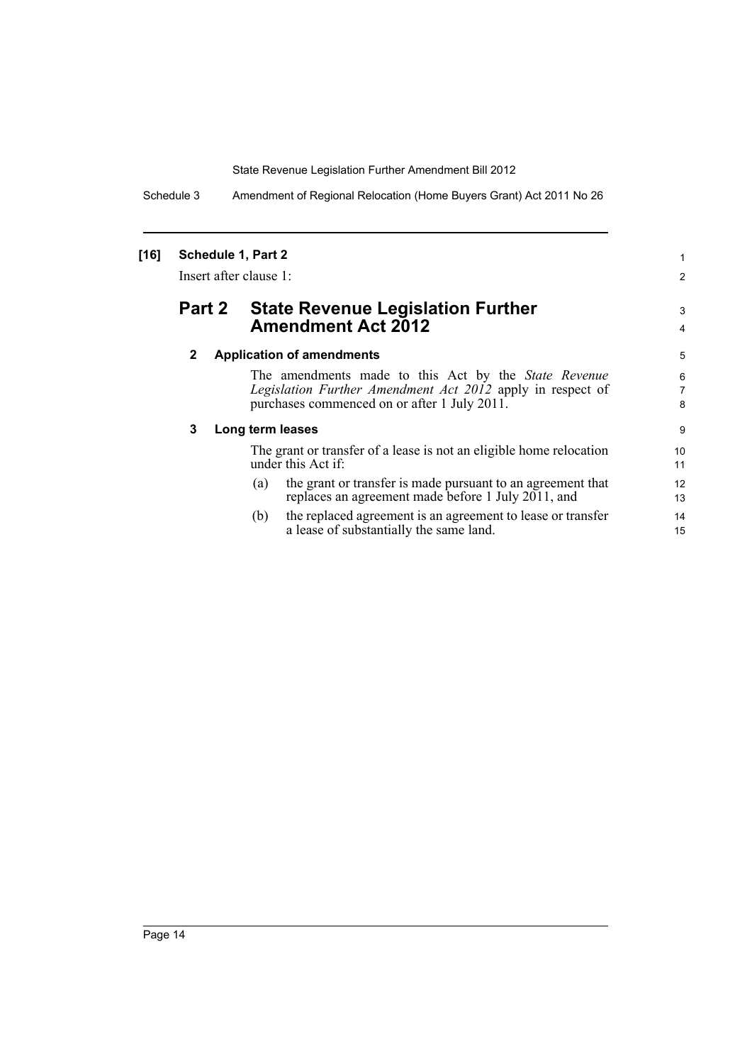**[16] Schedule 1, Part 2**

Insert after clause 1:

## Part 2 State Revenue Legislation Further Amendment Act 2012

### 2 Application of amendments

The amendments made to this Act by the *State Revenue Legislation Further Amendment Act 2012* apply in respect of purchases commenced on or after 1 July 2011.

### 3 Long term leases

The grant or transfer of a lease is not an eligible home relocation under this Act if:

(a) the grant or transfer is made pursuant to an agreement that replaces an agreement made before 1 July 2011, and

(b) the replaced agreement is an agreement to lease or transfer a lease of substantially the same land.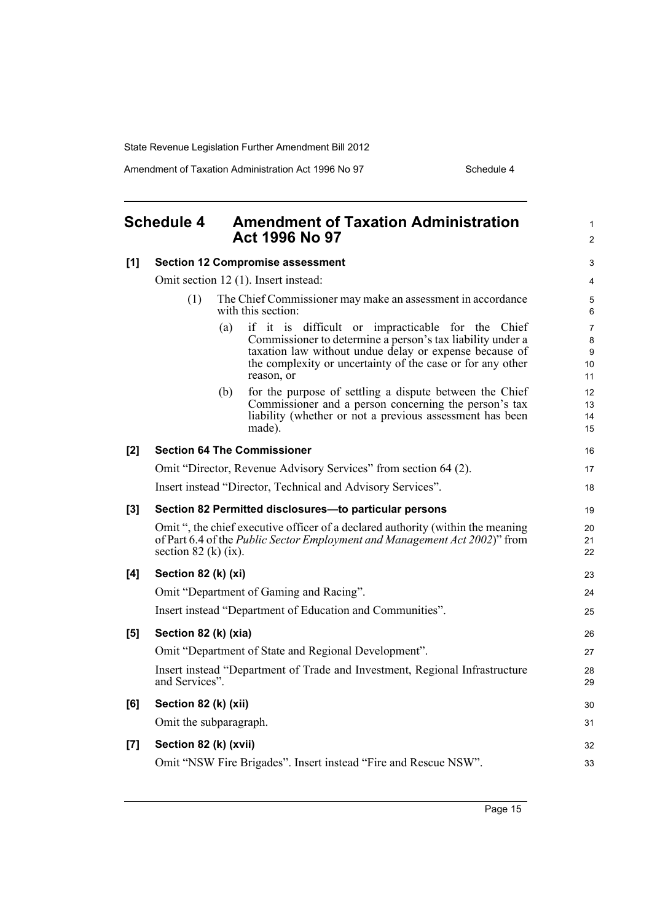## Schedule 4 Amendment of Taxation Administration Act 1996 No 97

**[1] Section 12 Compromise assessment**

Omit section 12 (1). Insert instead:

(1) The Chief Commissioner may make an assessment in accordance with this section:

(a) if it is difficult or impracticable for the Chief Commissioner to determine a person's tax liability under a taxation law without undue delay or expense because of the complexity or uncertainty of the case or for any other reason, or

(b) for the purpose of settling a dispute between the Chief Commissioner and a person concerning the person's tax liability (whether or not a previous assessment has been made).

**[2] Section 64 The Commissioner**

Omit "Director, Revenue Advisory Services" from section 64 (2).

Insert instead "Director, Technical and Advisory Services".

**[3] Section 82 Permitted disclosures—to particular persons**

Omit ", the chief executive officer of a declared authority (within the meaning of Part 6.4 of the *Public Sector Employment and Management Act 2002*)" from section 82 (k) (ix).

**[4] Section 82 (k) (xi)**

Omit "Department of Gaming and Racing".

Insert instead "Department of Education and Communities".

**[5] Section 82 (k) (xia)**

Omit "Department of State and Regional Development".

Insert instead "Department of Trade and Investment, Regional Infrastructure and Services".

**[6] Section 82 (k) (xii)**

Omit the subparagraph.

**[7] Section 82 (k) (xvii)**

Omit "NSW Fire Brigades". Insert instead "Fire and Rescue NSW".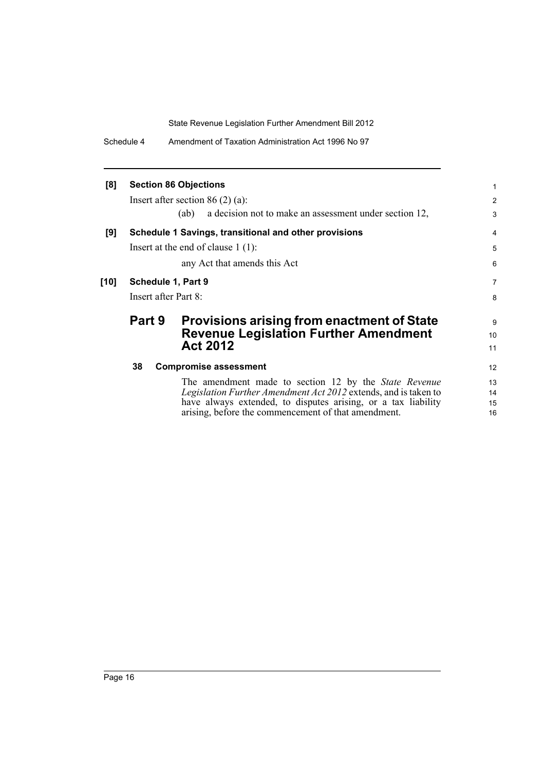**[8] Section 86 Objections**

Insert after section 86 (2) (a):

(ab) a decision not to make an assessment under section 12,

**[9] Schedule 1 Savings, transitional and other provisions**

Insert at the end of clause 1 (1):

any Act that amends this Act

**[10] Schedule 1, Part 9**

Insert after Part 8:

## Part 9 Provisions arising from enactment of State Revenue Legislation Further Amendment Act 2012

### 38 Compromise assessment

The amendment made to section 12 by the *State Revenue Legislation Further Amendment Act 2012* extends, and is taken to have always extended, to disputes arising, or a tax liability arising, before the commencement of that amendment.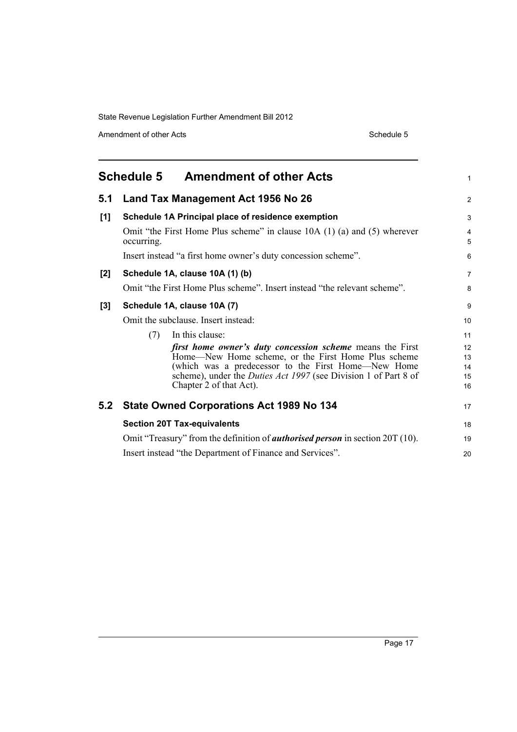# Schedule 5 Amendment of other Acts

## 5.1 Land Tax Management Act 1956 No 26

### [1] Schedule 1A Principal place of residence exemption

Omit "the First Home Plus scheme" in clause 10A (1) (a) and (5) wherever occurring.

Insert instead "a first home owner's duty concession scheme".

### [2] Schedule 1A, clause 10A (1) (b)

Omit "the First Home Plus scheme". Insert instead "the relevant scheme".

### [3] Schedule 1A, clause 10A (7)

Omit the subclause. Insert instead:

(7) In this clause:

***first home owner's duty concession scheme*** means the First Home—New Home scheme, or the First Home Plus scheme (which was a predecessor to the First Home—New Home scheme), under the *Duties Act 1997* (see Division 1 of Part 8 of Chapter 2 of that Act).

## 5.2 State Owned Corporations Act 1989 No 134

### Section 20T Tax-equivalents

Omit "Treasury" from the definition of ***authorised person*** in section 20T (10).

Insert instead "the Department of Finance and Services".